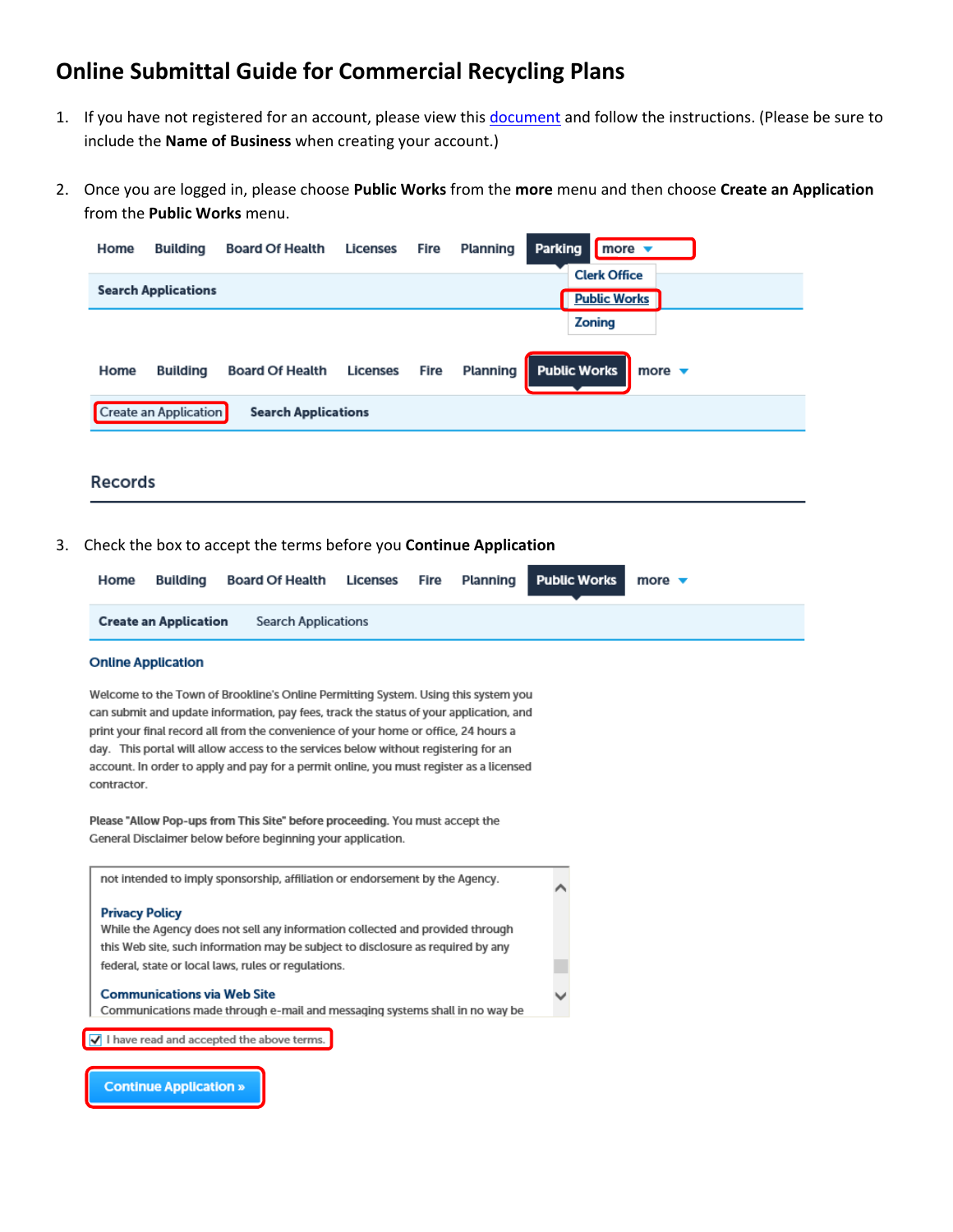# Online Submittal Guide for Commercial Recycling Plans

1. If you have not registered for an account, please view this [document] and follow the instructions. (Please be sure to include the **Name of Business** when creating your account.)

2. Once you are logged in, please choose **Public Works** from the **more** menu and then choose **Create an Application** from the **Public Works** menu.

Home Building Board Of Health Licenses Fire Planning Parking more

Search Applications

Clerk Office
Public Works
Zoning

Home Building Board Of Health Licenses Fire Planning Public Works more

Create an Application Search Applications

Records

3. Check the box to accept the terms before you **Continue Application**

Home Building Board Of Health Licenses Fire Planning Public Works more

Create an Application Search Applications

Online Application

Welcome to the Town of Brookline's Online Permitting System. Using this system you can submit and update information, pay fees, track the status of your application, and print your final record all from the convenience of your home or office, 24 hours a day. This portal will allow access to the services below without registering for an account. In order to apply and pay for a permit online, you must register as a licensed contractor.

Please "Allow Pop-ups from This Site" before proceeding. You must accept the General Disclaimer below before beginning your application.

not intended to imply sponsorship, affiliation or endorsement by the Agency.

Privacy Policy
While the Agency does not sell any information collected and provided through this Web site, such information may be subject to disclosure as required by any federal, state or local laws, rules or regulations.

Communications via Web Site
Communications made through e-mail and messaging systems shall in no way be

☑ I have read and accepted the above terms.

Continue Application »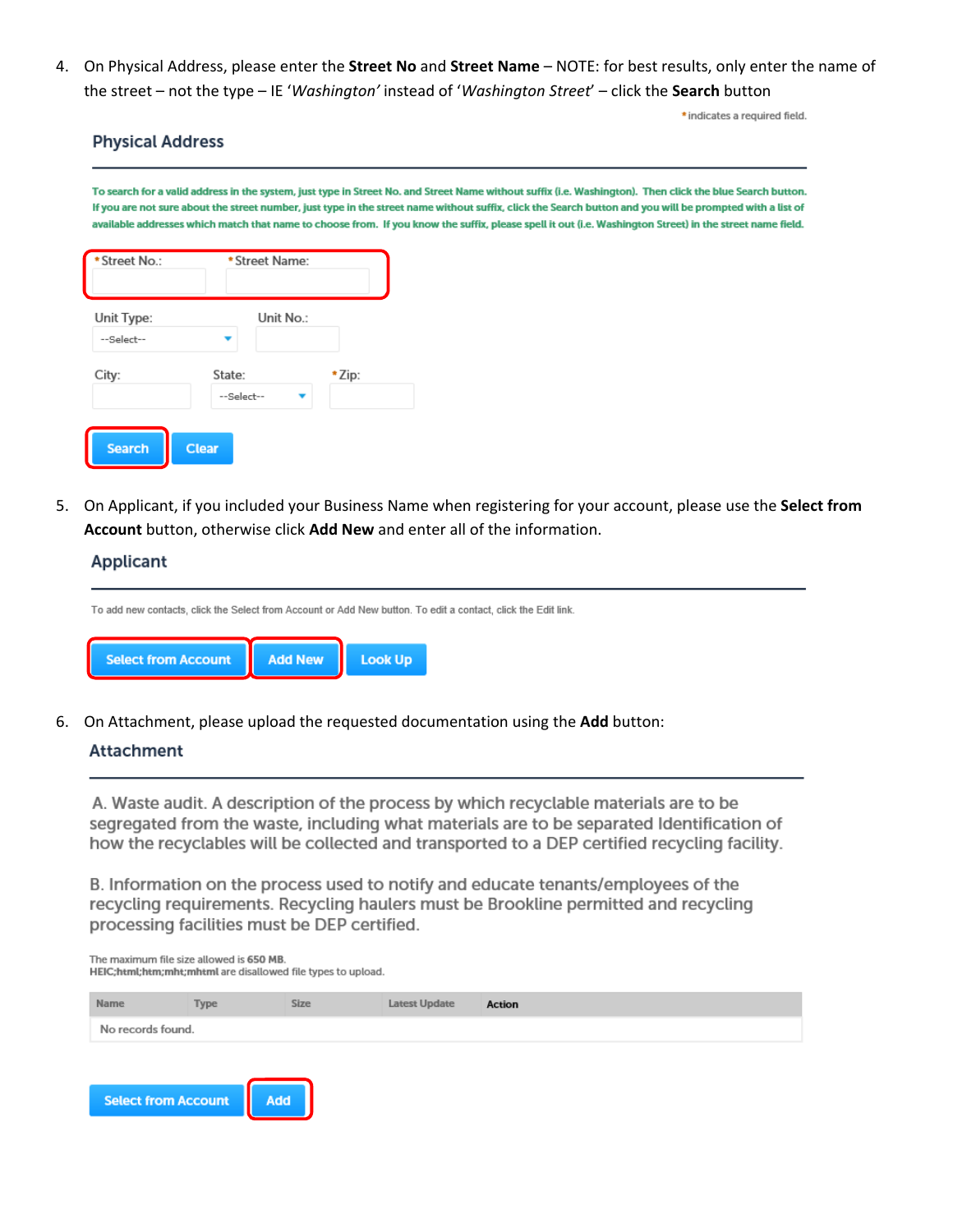4. On Physical Address, please enter the **Street No** and **Street Name** – NOTE: for best results, only enter the name of the street – not the type – IE '*Washington'* instead of '*Washington Street*' – click the **Search** button

*indicates a required field.

### Physical Address

To search for a valid address in the system, just type in Street No. and Street Name without suffix (i.e. Washington). Then click the blue Search button. If you are not sure about the street number, just type in the street name without suffix, click the Search button and you will be prompted with a list of available addresses which match that name to choose from. If you know the suffix, please spell it out (i.e. Washington Street) in the street name field.

*Street No.: *Street Name:

Unit Type: --Select-- Unit No.:

City: State: --Select-- *Zip:

Search Clear

5. On Applicant, if you included your Business Name when registering for your account, please use the **Select from Account** button, otherwise click **Add New** and enter all of the information.

### Applicant

To add new contacts, click the Select from Account or Add New button. To edit a contact, click the Edit link.

Select from Account Add New Look Up

6. On Attachment, please upload the requested documentation using the **Add** button:

### Attachment

A. Waste audit. A description of the process by which recyclable materials are to be segregated from the waste, including what materials are to be separated Identification of how the recyclables will be collected and transported to a DEP certified recycling facility.

B. Information on the process used to notify and educate tenants/employees of the recycling requirements. Recycling haulers must be Brookline permitted and recycling processing facilities must be DEP certified.

The maximum file size allowed is **650 MB**.
**HEIC;html;htm;mht;mhtml** are disallowed file types to upload.

| Name | Type | Size | Latest Update | Action |
|---|---|---|---|---|
| No records found. | | | | |

Select from Account Add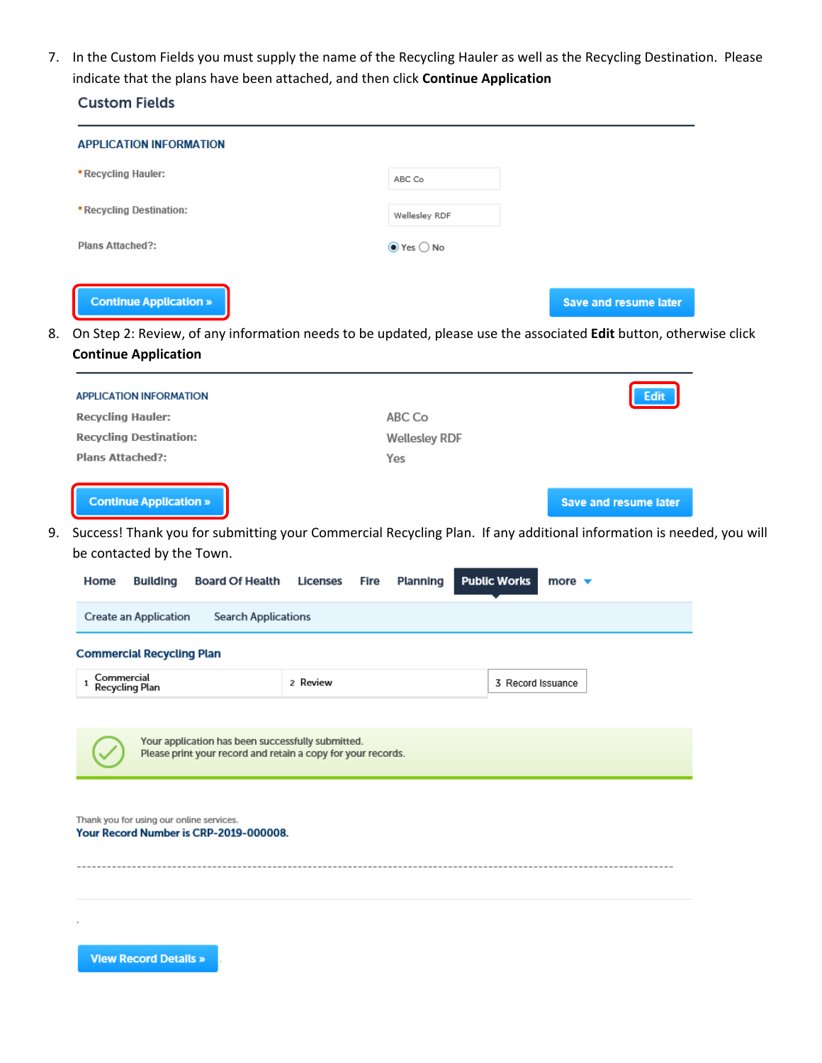7. In the Custom Fields you must supply the name of the Recycling Hauler as well as the Recycling Destination. Please indicate that the plans have been attached, and then click **Continue Application**

Custom Fields

APPLICATION INFORMATION

*Recycling Hauler: ABC Co

*Recycling Destination: Wellesley RDF

Plans Attached?: Yes No

Continue Application » Save and resume later

8. On Step 2: Review, of any information needs to be updated, please use the associated **Edit** button, otherwise click **Continue Application**

APPLICATION INFORMATION Edit

Recycling Hauler: ABC Co

Recycling Destination: Wellesley RDF

Plans Attached?: Yes

Continue Application » Save and resume later

9. Success! Thank you for submitting your Commercial Recycling Plan. If any additional information is needed, you will be contacted by the Town.

Home Building Board Of Health Licenses Fire Planning Public Works more

Create an Application Search Applications

Commercial Recycling Plan

1 Commercial Recycling Plan 2 Review 3 Record Issuance

Your application has been successfully submitted.
Please print your record and retain a copy for your records.

Thank you for using our online services.
**Your Record Number is CRP-2019-000008.**

View Record Details »